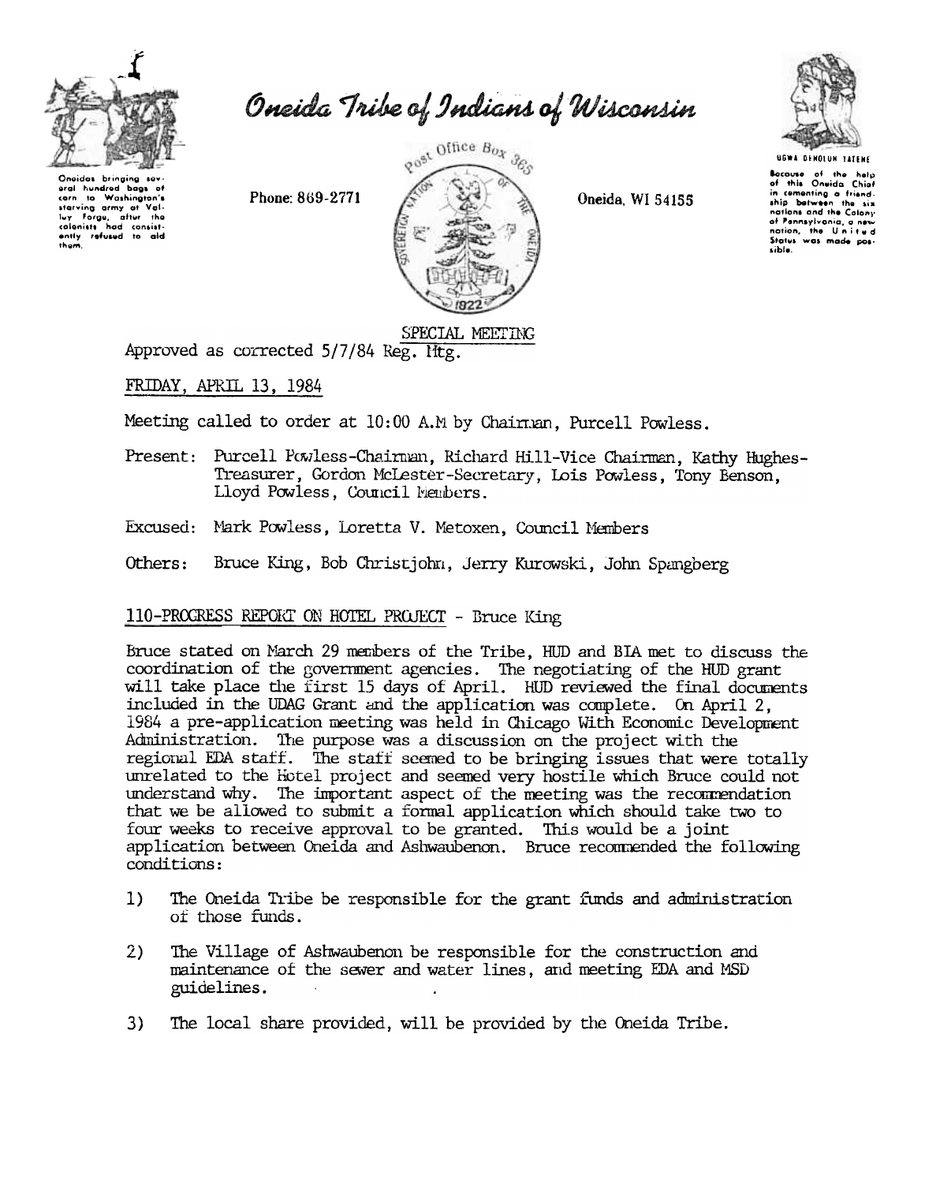# Oneida Tribe of Indians of Wisconsin

Oneidas bringing several hundred bags of corn to Washington's starving army at Valley Forge, after the colonists had consistently refused to aid them.

Phone: 869-2771

Post Office Box 365

Oneida, WI 54155

UGWA DEHOLUN YATEHE

Because of the help of this Oneida Chief in cementing a friendship between the six nations and the Colony of Pennsylvania, a new nation, the United States was made possible.

SPECIAL MEETING

Approved as corrected 5/7/84 Reg. Mtg.

FRIDAY, APRIL 13, 1984

Meeting called to order at 10:00 A.M by Chairman, Purcell Powless.

Present: Purcell Powless-Chairman, Richard Hill-Vice Chairman, Kathy Hughes-Treasurer, Gordon McLester-Secretary, Lois Powless, Tony Benson, Lloyd Powless, Council Members.

Excused: Mark Powless, Loretta V. Metoxen, Council Members

Others: Bruce King, Bob Christjohn, Jerry Kurowski, John Spangberg

110-PROGRESS REPORT ON HOTEL PROJECT - Bruce King

Bruce stated on March 29 members of the Tribe, HUD and BIA met to discuss the coordination of the government agencies. The negotiating of the HUD grant will take place the first 15 days of April. HUD reviewed the final documents included in the UDAG Grant and the application was complete. On April 2, 1984 a pre-application meeting was held in Chicago With Economic Development Administration. The purpose was a discussion on the project with the regional EDA staff. The staff seemed to be bringing issues that were totally unrelated to the Hotel project and seemed very hostile which Bruce could not understand why. The important aspect of the meeting was the recommendation that we be allowed to submit a formal application which should take two to four weeks to receive approval to be granted. This would be a joint application between Oneida and Ashwaubenon. Bruce recommended the following conditions:

1) The Oneida Tribe be responsible for the grant funds and administration of those funds.

2) The Village of Ashwaubenon be responsible for the construction and maintenance of the sewer and water lines, and meeting EDA and MSD guidelines.

3) The local share provided, will be provided by the Oneida Tribe.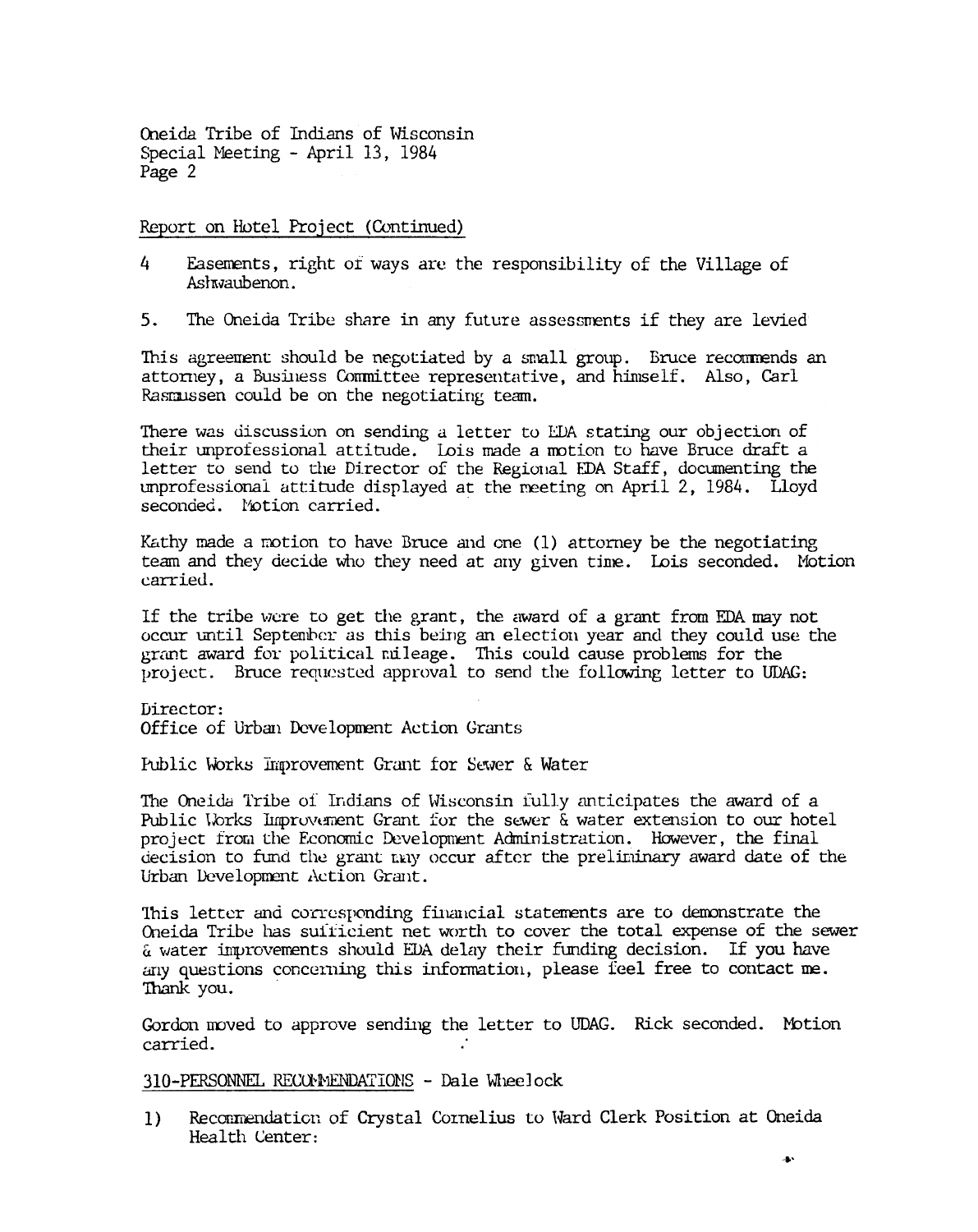Report on Hotel Project (Continued)

4 Easements, right of ways are the responsibility of the Village of Ashwaubenon.

5. The Oneida Tribe share in any future assessments if they are levied

This agreement should be negotiated by a small group. Bruce recommends an attorney, a Business Committee representative, and himself. Also, Carl Rasmussen could be on the negotiating team.

There was discussion on sending a letter to EDA stating our objection of their unprofessional attitude. Lois made a motion to have Bruce draft a letter to send to the Director of the Regional EDA Staff, documenting the unprofessional attitude displayed at the meeting on April 2, 1984. Lloyd seconded. Motion carried.

Kathy made a motion to have Bruce and one (1) attorney be the negotiating team and they decide who they need at any given time. Lois seconded. Motion carried.

If the tribe were to get the grant, the award of a grant from EDA may not occur until September as this being an election year and they could use the grant award for political mileage. This could cause problems for the project. Bruce requested approval to send the following letter to UDAG:

Director:
Office of Urban Development Action Grants

Public Works Improvement Grant for Sewer & Water

The Oneida Tribe of Indians of Wisconsin fully anticipates the award of a Public Works Improvement Grant for the sewer & water extension to our hotel project from the Economic Development Administration. However, the final decision to fund the grant may occur after the preliminary award date of the Urban Development Action Grant.

This letter and corresponding financial statements are to demonstrate the Oneida Tribe has sufficient net worth to cover the total expense of the sewer & water improvements should EDA delay their funding decision. If you have any questions concerning this information, please feel free to contact me. Thank you.

Gordon moved to approve sending the letter to UDAG. Rick seconded. Motion carried.

310-PERSONNEL RECOMMENDATIONS - Dale Wheelock

1) Recommendation of Crystal Cornelius to Ward Clerk Position at Oneida Health Center: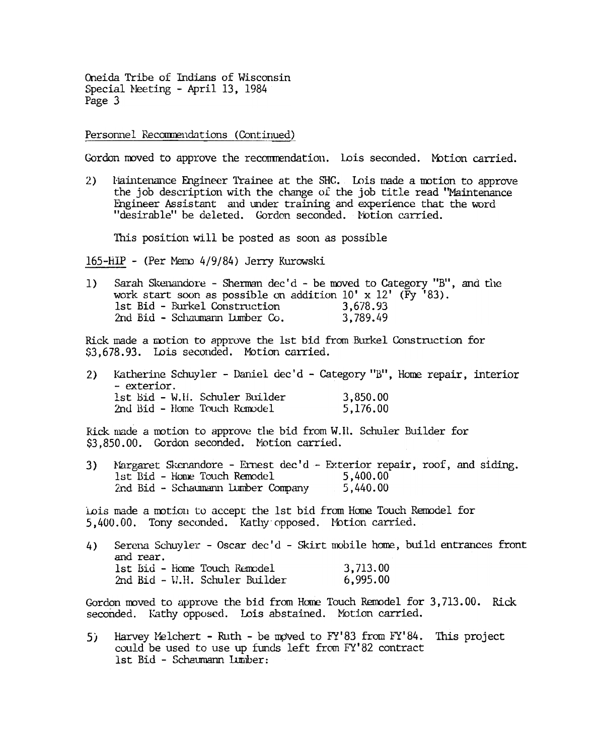Personnel Recommendations (Continued)

Gordon moved to approve the recommendation. Lois seconded. Motion carried.

2) Maintenance Engineer Trainee at the SHC. Lois made a motion to approve the job description with the change of the job title read "Maintenance Engineer Assistant and under training and experience that the word "desirable" be deleted. Gordon seconded. Motion carried.

   This position will be posted as soon as possible

165-HIP - (Per Memo 4/9/84) Jerry Kurowski

1) Sarah Skenandore - Sherman dec'd - be moved to Category "B", and the work start soon as possible on addition 10' x 12' (Fy '83).
   1st Bid - Burkel Construction 3,678.93
   2nd Bid - Schaumann Lumber Co. 3,789.49

Rick made a motion to approve the 1st bid from Burkel Construction for $3,678.93. Lois seconded. Motion carried.

2) Katherine Schuyler - Daniel dec'd - Category "B", Home repair, interior - exterior.
   1st Bid - W.H. Schuler Builder 3,850.00
   2nd Bid - Home Touch Remodel 5,176.00

Rick made a motion to approve the bid from W.H. Schuler Builder for $3,850.00. Gordon seconded. Motion carried.

3) Margaret Skenandore - Ernest dec'd - Exterior repair, roof, and siding.
   1st Bid - Home Touch Remodel 5,400.00
   2nd Bid - Schaumann Lumber Company 5,440.00

Lois made a motion to accept the 1st bid from Home Touch Remodel for 5,400.00. Tony seconded. Kathy opposed. Motion carried.

4) Serena Schuyler - Oscar dec'd - Skirt mobile home, build entrances front and rear.
   1st Bid - Home Touch Remodel 3,713.00
   2nd Bid - W.H. Schuler Builder 6,995.00

Gordon moved to approve the bid from Home Touch Remodel for 3,713.00. Rick seconded. Kathy opposed. Lois abstained. Motion carried.

5) Harvey Melchert - Ruth - be moved to FY'83 from FY'84. This project could be used to use up funds left from FY'82 contract
   1st Bid - Schaumann Lumber: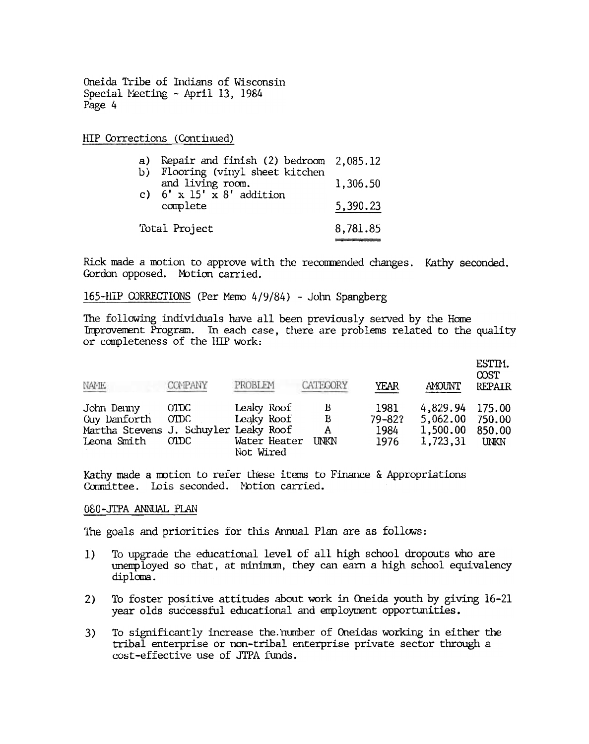Oneida Tribe of Indians of Wisconsin
Special Meeting - April 13, 1984

HIP Corrections (Continued)

| | | |
|---|---|---|
| a) | Repair and finish (2) bedroom | 2,085.12 |
| b) | Flooring (vinyl sheet kitchen and living room. | 1,306.50 |
| c) | 6' x 15' x 8' addition complete | 5,390.23 |
| | Total Project | 8,781.85 |

Rick made a motion to approve with the recommended changes. Kathy seconded. Gordon opposed. Motion carried.

165-HIP CORRECTIONS (Per Memo 4/9/84) - John Spangberg

The following individuals have all been previously served by the Home Improvement Program. In each case, there are problems related to the quality or completeness of the HIP work:

| NAME | COMPANY | PROBLEM | CATEGORY | YEAR | AMOUNT | ESTIM. COST REPAIR |
|---|---|---|---|---|---|---|
| John Denny | OTDC | Leaky Roof | B | 1981 | 4,829.94 | 175.00 |
| Guy Danforth | OTDC | Leaky Roof | B | 79-82? | 5,062.00 | 750.00 |
| Martha Stevens | J. Schuyler | Leaky Roof | A | 1984 | 1,500.00 | 850.00 |
| Leona Smith | OTDC | Water Heater Not Wired | UNKN | 1976 | 1,723,31 | UNKN |

Kathy made a motion to refer these items to Finance & Appropriations Committee. Lois seconded. Motion carried.

080-JTPA ANNUAL PLAN

The goals and priorities for this Annual Plan are as follows:

1) To upgrade the educational level of all high school dropouts who are unemployed so that, at minimum, they can earn a high school equivalency diploma.

2) To foster positive attitudes about work in Oneida youth by giving 16-21 year olds successful educational and employment opportunities.

3) To significantly increase the number of Oneidas working in either the tribal enterprise or non-tribal enterprise private sector through a cost-effective use of JTPA funds.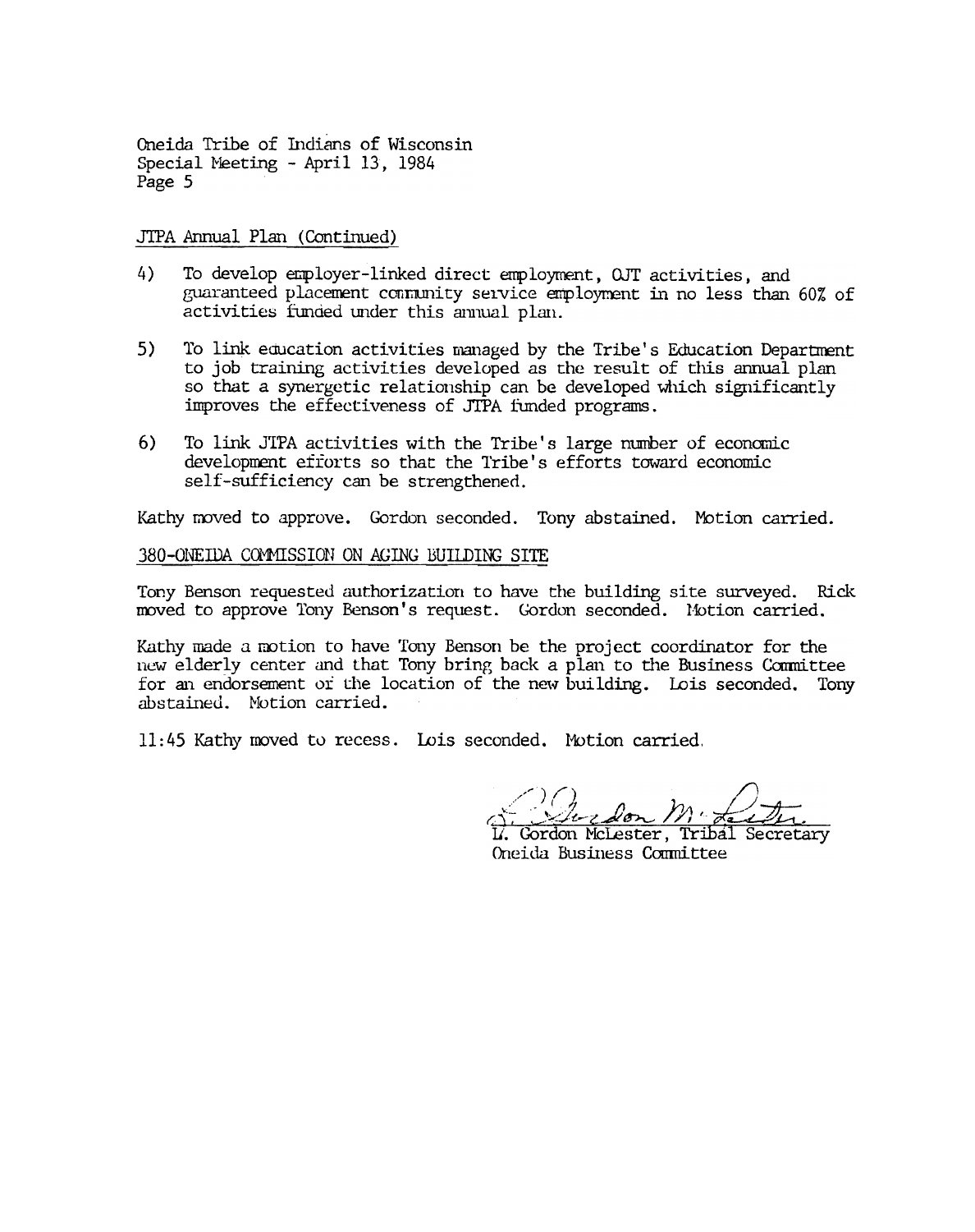JTPA Annual Plan (Continued)

4) To develop employer-linked direct employment, OJT activities, and guaranteed placement community service employment in no less than 60% of activities funded under this annual plan.

5) To link education activities managed by the Tribe's Education Department to job training activities developed as the result of this annual plan so that a synergetic relationship can be developed which significantly improves the effectiveness of JTPA funded programs.

6) To link JTPA activities with the Tribe's large number of economic development efforts so that the Tribe's efforts toward economic self-sufficiency can be strengthened.

Kathy moved to approve. Gordon seconded. Tony abstained. Motion carried.

380-ONEIDA COMMISSION ON AGING BUILDING SITE

Tony Benson requested authorization to have the building site surveyed. Rick moved to approve Tony Benson's request. Gordon seconded. Motion carried.

Kathy made a motion to have Tony Benson be the project coordinator for the new elderly center and that Tony bring back a plan to the Business Committee for an endorsement of the location of the new building. Lois seconded. Tony abstained. Motion carried.

11:45 Kathy moved to recess. Lois seconded. Motion carried.

L. Gordon McLester, Tribal Secretary
Oneida Business Committee